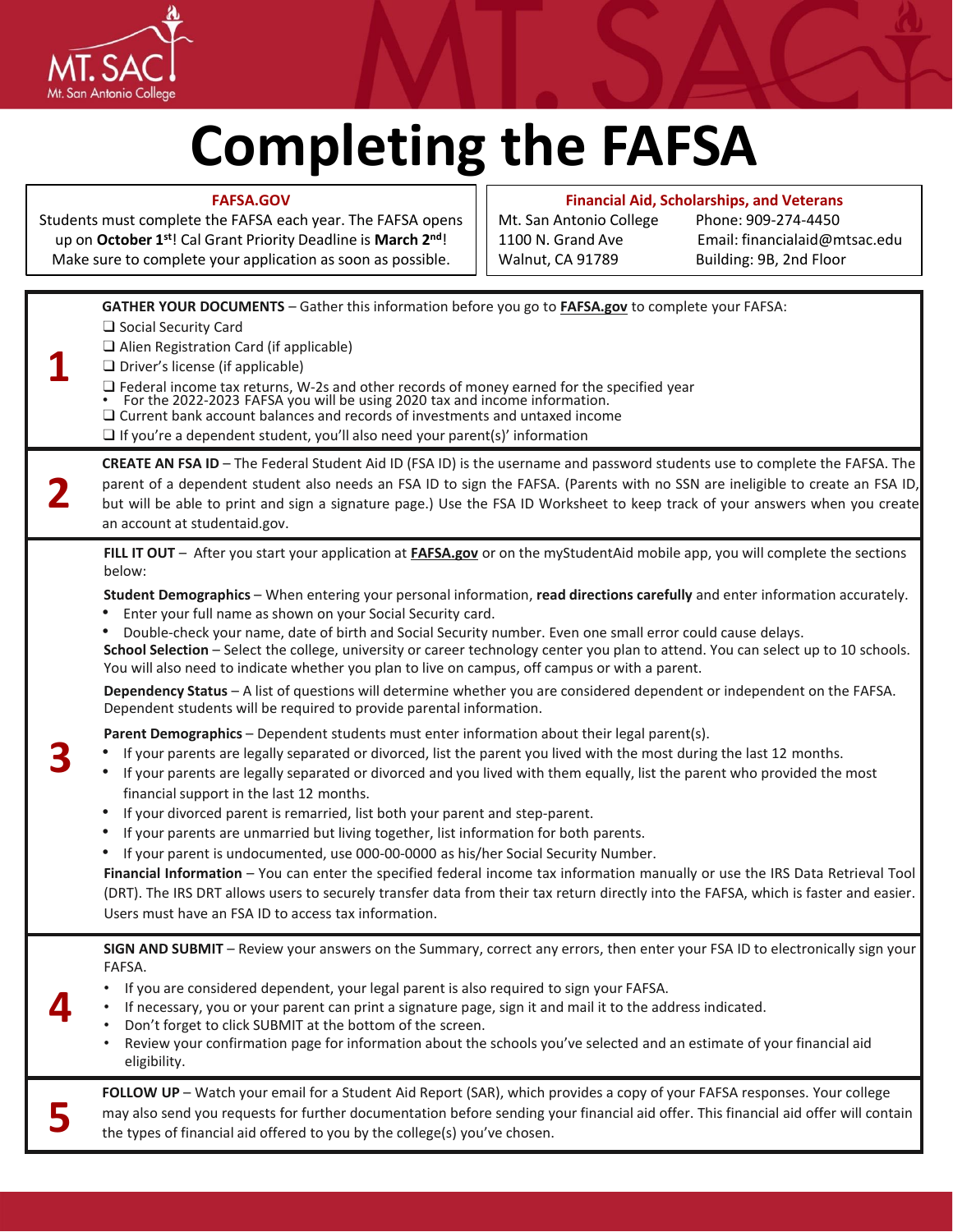# Completing the FAFSA

**FAFSA.GOV**

Students must complete the FAFSA each year. The FAFSA opens up on **October 1st**! Cal Grant Priority Deadline is **March 2nd**! Make sure to complete your application as soon as possible.

**Financial Aid, Scholarships, and Veterans**

Mt. San Antonio College
1100 N. Grand Ave
Walnut, CA 91789

Phone: 909-274-4450
Email: financialaid@mtsac.edu
Building: 9B, 2nd Floor

## 1

**GATHER YOUR DOCUMENTS** – Gather this information before you go to **FAFSA.gov** to complete your FAFSA:

- ❑ Social Security Card
- ❑ Alien Registration Card (if applicable)
- ❑ Driver's license (if applicable)
- ❑ Federal income tax returns, W-2s and other records of money earned for the specified year
  - For the 2022-2023 FAFSA you will be using 2020 tax and income information.
- ❑ Current bank account balances and records of investments and untaxed income
- ❑ If you're a dependent student, you'll also need your parent(s)' information

## 2

**CREATE AN FSA ID** – The Federal Student Aid ID (FSA ID) is the username and password students use to complete the FAFSA. The parent of a dependent student also needs an FSA ID to sign the FAFSA. (Parents with no SSN are ineligible to create an FSA ID, but will be able to print and sign a signature page.) Use the FSA ID Worksheet to keep track of your answers when you create an account at studentaid.gov.

## 3

**FILL IT OUT** – After you start your application at **FAFSA.gov** or on the myStudentAid mobile app, you will complete the sections below:

**Student Demographics** – When entering your personal information, **read directions carefully** and enter information accurately.

- Enter your full name as shown on your Social Security card.
- Double-check your name, date of birth and Social Security number. Even one small error could cause delays.

**School Selection** – Select the college, university or career technology center you plan to attend. You can select up to 10 schools. You will also need to indicate whether you plan to live on campus, off campus or with a parent.

**Dependency Status** – A list of questions will determine whether you are considered dependent or independent on the FAFSA. Dependent students will be required to provide parental information.

**Parent Demographics** – Dependent students must enter information about their legal parent(s).

- If your parents are legally separated or divorced, list the parent you lived with the most during the last 12 months.
- If your parents are legally separated or divorced and you lived with them equally, list the parent who provided the most financial support in the last 12 months.
- If your divorced parent is remarried, list both your parent and step-parent.
- If your parents are unmarried but living together, list information for both parents.
- If your parent is undocumented, use 000-00-0000 as his/her Social Security Number.

**Financial Information** – You can enter the specified federal income tax information manually or use the IRS Data Retrieval Tool (DRT). The IRS DRT allows users to securely transfer data from their tax return directly into the FAFSA, which is faster and easier. Users must have an FSA ID to access tax information.

## 4

**SIGN AND SUBMIT** – Review your answers on the Summary, correct any errors, then enter your FSA ID to electronically sign your FAFSA.

- If you are considered dependent, your legal parent is also required to sign your FAFSA.
- If necessary, you or your parent can print a signature page, sign it and mail it to the address indicated.
- Don't forget to click SUBMIT at the bottom of the screen.
- Review your confirmation page for information about the schools you've selected and an estimate of your financial aid eligibility.

## 5

**FOLLOW UP** – Watch your email for a Student Aid Report (SAR), which provides a copy of your FAFSA responses. Your college may also send you requests for further documentation before sending your financial aid offer. This financial aid offer will contain the types of financial aid offered to you by the college(s) you've chosen.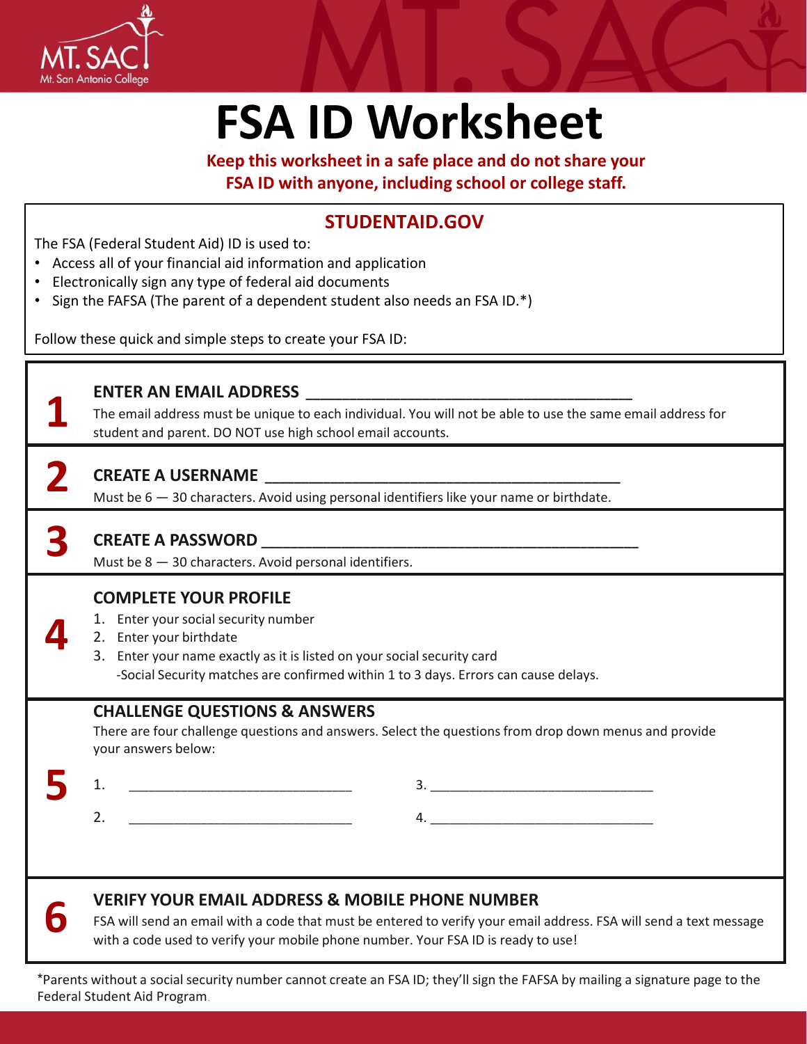# FSA ID Worksheet

**Keep this worksheet in a safe place and do not share your FSA ID with anyone, including school or college staff.**

## STUDENTAID.GOV

The FSA (Federal Student Aid) ID is used to:

- Access all of your financial aid information and application
- Electronically sign any type of federal aid documents
- Sign the FAFSA (The parent of a dependent student also needs an FSA ID.*)

Follow these quick and simple steps to create your FSA ID:

### 1 ENTER AN EMAIL ADDRESS ______________________________________

The email address must be unique to each individual. You will not be able to use the same email address for student and parent. DO NOT use high school email accounts.

### 2 CREATE A USERNAME __________________________________________

Must be 6 — 30 characters. Avoid using personal identifiers like your name or birthdate.

### 3 CREATE A PASSWORD _____________________________________________

Must be 8 — 30 characters. Avoid personal identifiers.

### 4 COMPLETE YOUR PROFILE

1. Enter your social security number
2. Enter your birthdate
3. Enter your name exactly as it is listed on your social security card
   -Social Security matches are confirmed within 1 to 3 days. Errors can cause delays.

### 5 CHALLENGE QUESTIONS & ANSWERS

There are four challenge questions and answers. Select the questions from drop down menus and provide your answers below:

1. ______________________________
2. ______________________________
3. ______________________________
4. ______________________________

### 6 VERIFY YOUR EMAIL ADDRESS & MOBILE PHONE NUMBER

FSA will send an email with a code that must be entered to verify your email address. FSA will send a text message with a code used to verify your mobile phone number. Your FSA ID is ready to use!

*Parents without a social security number cannot create an FSA ID; they'll sign the FAFSA by mailing a signature page to the Federal Student Aid Program.